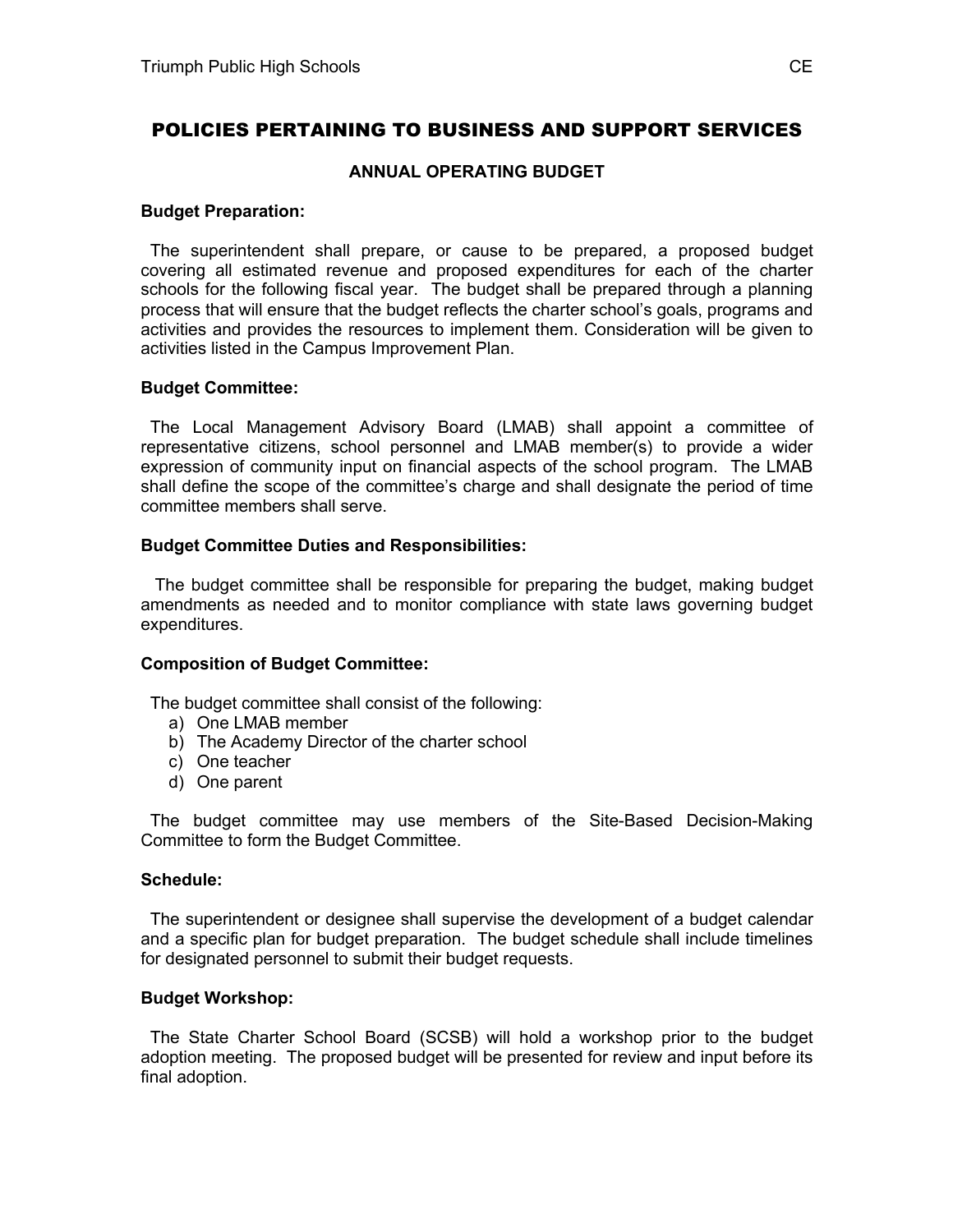# POLICIES PERTAINING TO BUSINESS AND SUPPORT SERVICES

## ANNUAL OPERATING BUDGET

**Budget Preparation:**

The superintendent shall prepare, or cause to be prepared, a proposed budget covering all estimated revenue and proposed expenditures for each of the charter schools for the following fiscal year. The budget shall be prepared through a planning process that will ensure that the budget reflects the charter school's goals, programs and activities and provides the resources to implement them. Consideration will be given to activities listed in the Campus Improvement Plan.

**Budget Committee:**

The Local Management Advisory Board (LMAB) shall appoint a committee of representative citizens, school personnel and LMAB member(s) to provide a wider expression of community input on financial aspects of the school program. The LMAB shall define the scope of the committee's charge and shall designate the period of time committee members shall serve.

**Budget Committee Duties and Responsibilities:**

The budget committee shall be responsible for preparing the budget, making budget amendments as needed and to monitor compliance with state laws governing budget expenditures.

**Composition of Budget Committee:**

The budget committee shall consist of the following:

a) One LMAB member
b) The Academy Director of the charter school
c) One teacher
d) One parent

The budget committee may use members of the Site-Based Decision-Making Committee to form the Budget Committee.

**Schedule:**

The superintendent or designee shall supervise the development of a budget calendar and a specific plan for budget preparation. The budget schedule shall include timelines for designated personnel to submit their budget requests.

**Budget Workshop:**

The State Charter School Board (SCSB) will hold a workshop prior to the budget adoption meeting. The proposed budget will be presented for review and input before its final adoption.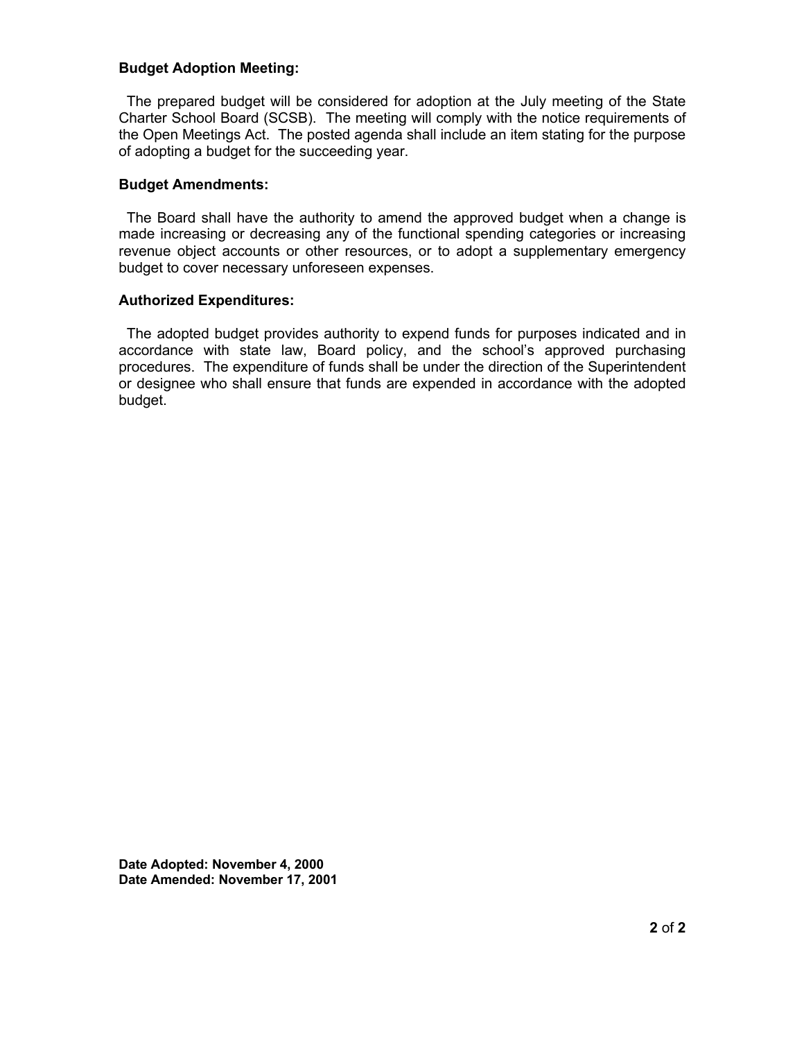**Budget Adoption Meeting:**

The prepared budget will be considered for adoption at the July meeting of the State Charter School Board (SCSB). The meeting will comply with the notice requirements of the Open Meetings Act. The posted agenda shall include an item stating for the purpose of adopting a budget for the succeeding year.

**Budget Amendments:**

The Board shall have the authority to amend the approved budget when a change is made increasing or decreasing any of the functional spending categories or increasing revenue object accounts or other resources, or to adopt a supplementary emergency budget to cover necessary unforeseen expenses.

**Authorized Expenditures:**

The adopted budget provides authority to expend funds for purposes indicated and in accordance with state law, Board policy, and the school's approved purchasing procedures. The expenditure of funds shall be under the direction of the Superintendent or designee who shall ensure that funds are expended in accordance with the adopted budget.

**Date Adopted: November 4, 2000**
**Date Amended: November 17, 2001**